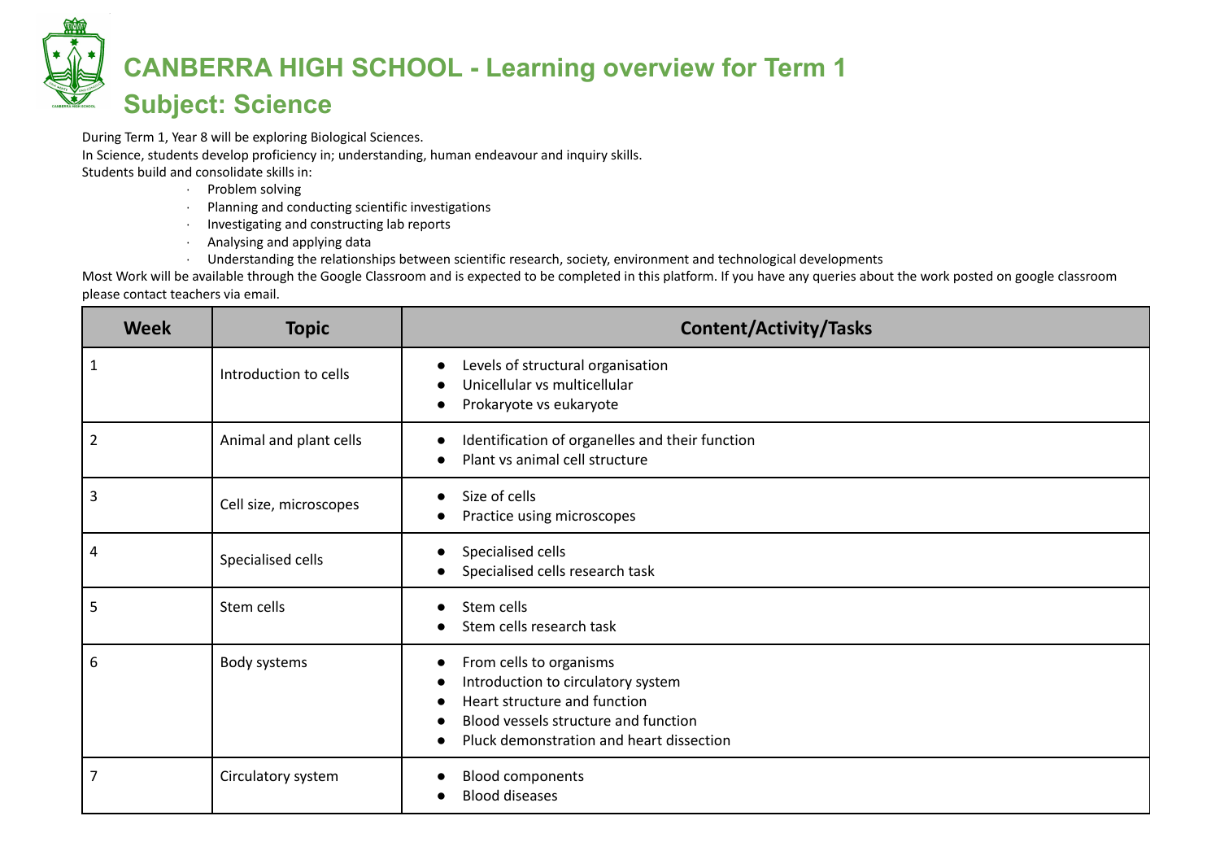# CANBERRA HIGH SCHOOL - Learning overview for Term 1

## Subject: Science

During Term 1, Year 8 will be exploring Biological Sciences.

In Science, students develop proficiency in; understanding, human endeavour and inquiry skills.

Students build and consolidate skills in:

- Problem solving
- Planning and conducting scientific investigations
- Investigating and constructing lab reports
- Analysing and applying data
- Understanding the relationships between scientific research, society, environment and technological developments

Most Work will be available through the Google Classroom and is expected to be completed in this platform. If you have any queries about the work posted on google classroom please contact teachers via email.

| Week | Topic | Content/Activity/Tasks |
|---|---|---|
| 1 | Introduction to cells | • Levels of structural organisation<br>• Unicellular vs multicellular<br>• Prokaryote vs eukaryote |
| 2 | Animal and plant cells | • Identification of organelles and their function<br>• Plant vs animal cell structure |
| 3 | Cell size, microscopes | • Size of cells<br>• Practice using microscopes |
| 4 | Specialised cells | • Specialised cells<br>• Specialised cells research task |
| 5 | Stem cells | • Stem cells<br>• Stem cells research task |
| 6 | Body systems | • From cells to organisms<br>• Introduction to circulatory system<br>• Heart structure and function<br>• Blood vessels structure and function<br>• Pluck demonstration and heart dissection |
| 7 | Circulatory system | • Blood components<br>• Blood diseases |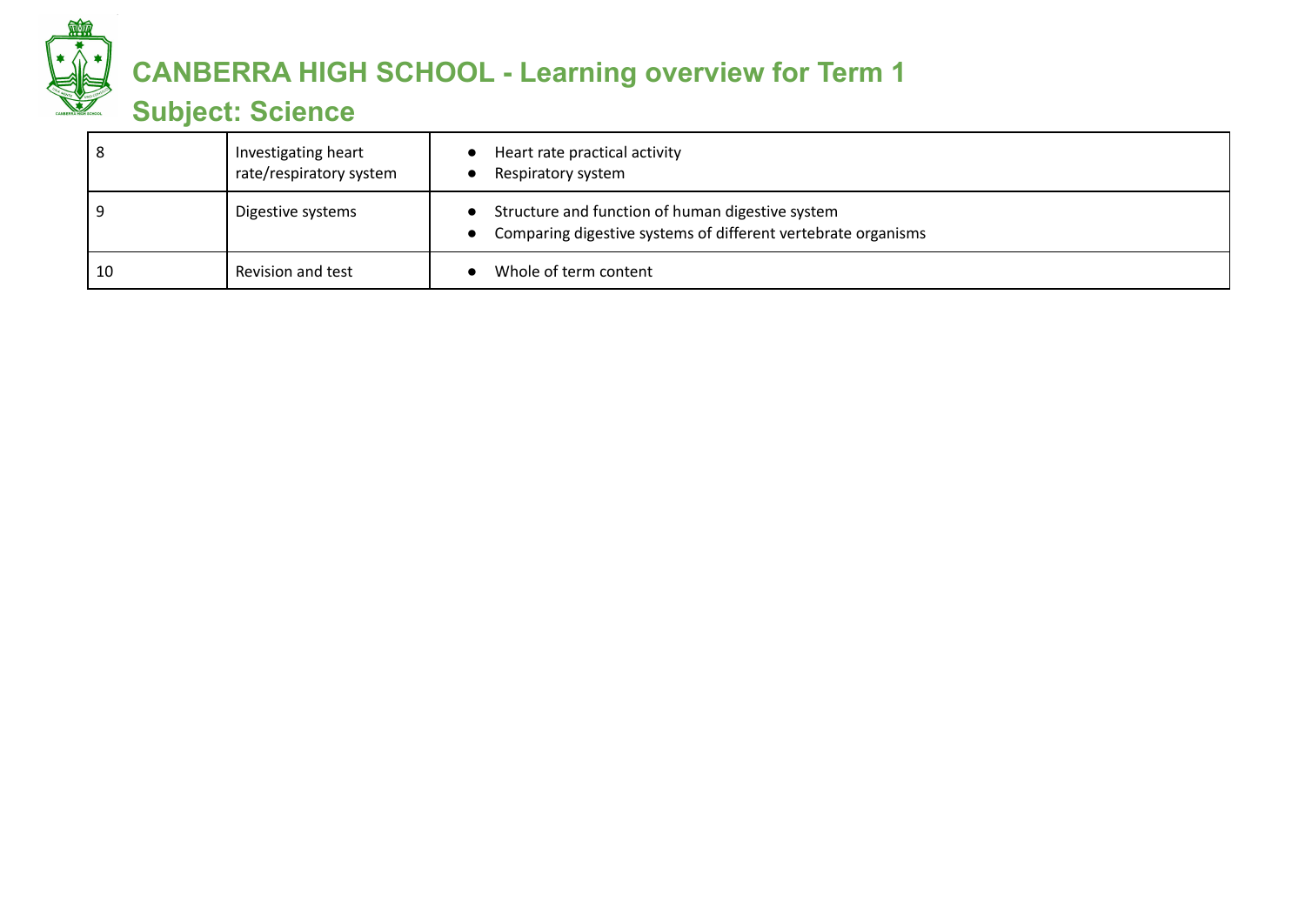| | | |
|---|---|---|
| 8 | Investigating heart rate/respiratory system | • Heart rate practical activity<br>• Respiratory system |
| 9 | Digestive systems | • Structure and function of human digestive system<br>• Comparing digestive systems of different vertebrate organisms |
| 10 | Revision and test | • Whole of term content |